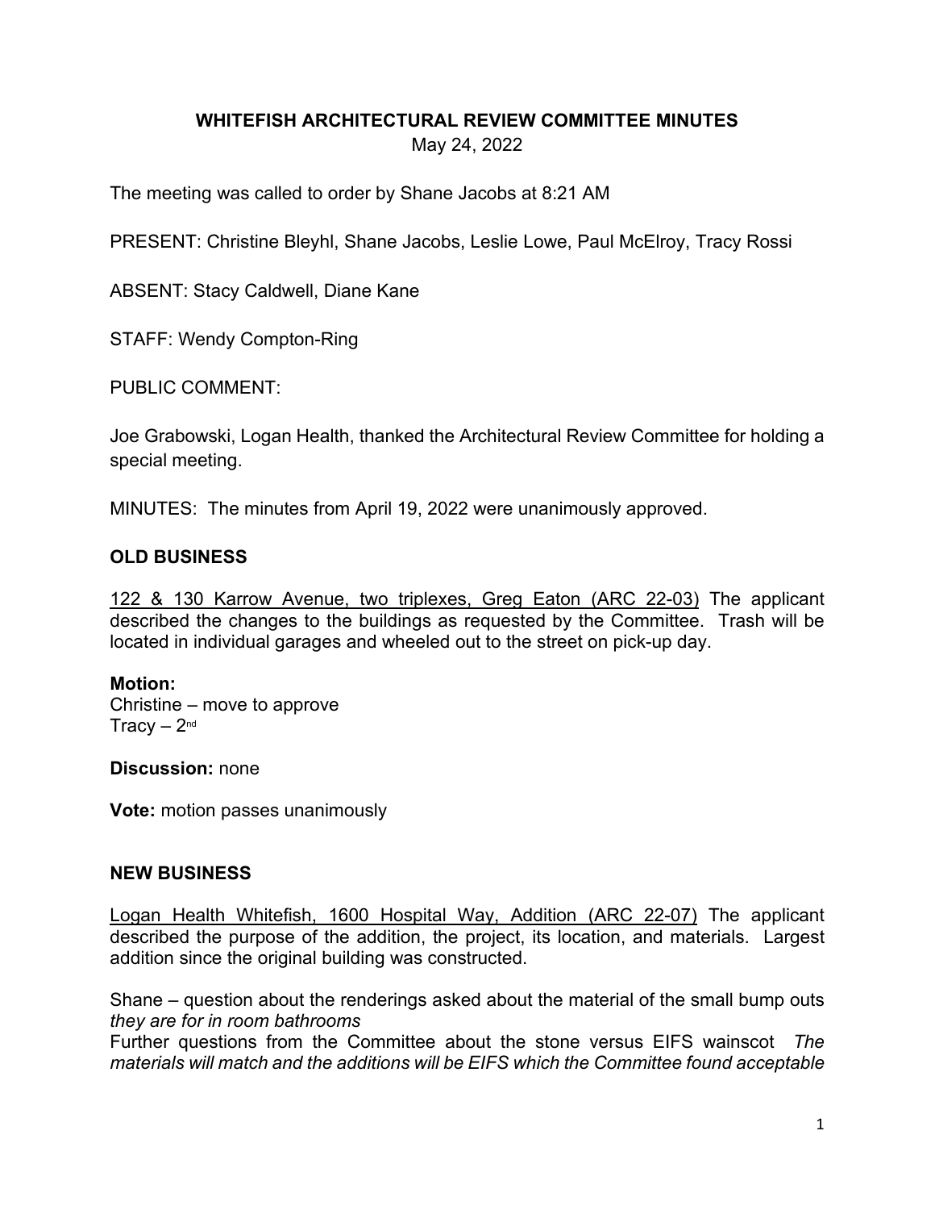# WHITEFISH ARCHITECTURAL REVIEW COMMITTEE MINUTES

May 24, 2022

The meeting was called to order by Shane Jacobs at 8:21 AM

PRESENT: Christine Bleyhl, Shane Jacobs, Leslie Lowe, Paul McElroy, Tracy Rossi

ABSENT: Stacy Caldwell, Diane Kane

STAFF: Wendy Compton-Ring

PUBLIC COMMENT:

Joe Grabowski, Logan Health, thanked the Architectural Review Committee for holding a special meeting.

MINUTES: The minutes from April 19, 2022 were unanimously approved.

## OLD BUSINESS

<u>122 & 130 Karrow Avenue, two triplexes, Greg Eaton (ARC 22-03)</u> The applicant described the changes to the buildings as requested by the Committee. Trash will be located in individual garages and wheeled out to the street on pick-up day.

**Motion:**
Christine – move to approve
Tracy – 2nd

**Discussion:** none

**Vote:** motion passes unanimously

## NEW BUSINESS

<u>Logan Health Whitefish, 1600 Hospital Way, Addition (ARC 22-07)</u> The applicant described the purpose of the addition, the project, its location, and materials. Largest addition since the original building was constructed.

Shane – question about the renderings asked about the material of the small bump outs *they are for in room bathrooms*
Further questions from the Committee about the stone versus EIFS wainscot *The materials will match and the additions will be EIFS which the Committee found acceptable*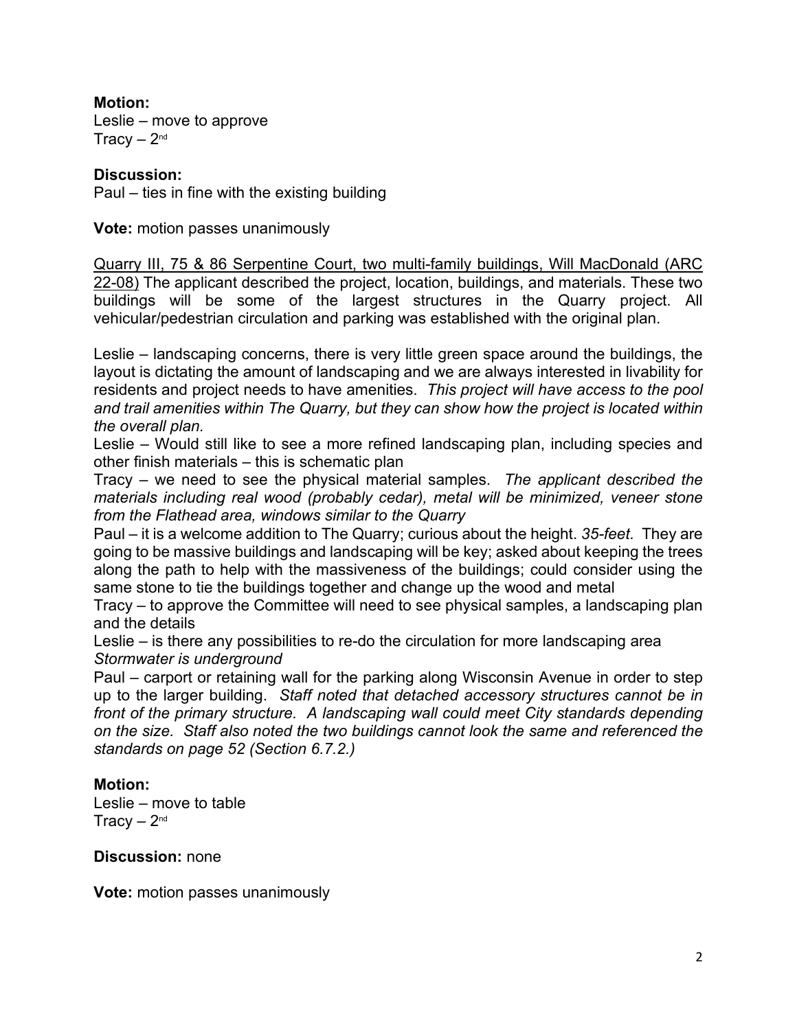**Motion:**
Leslie – move to approve
Tracy – 2nd

**Discussion:**
Paul – ties in fine with the existing building

**Vote:** motion passes unanimously

<u>Quarry III, 75 & 86 Serpentine Court, two multi-family buildings, Will MacDonald (ARC 22-08)</u> The applicant described the project, location, buildings, and materials. These two buildings will be some of the largest structures in the Quarry project. All vehicular/pedestrian circulation and parking was established with the original plan.

Leslie – landscaping concerns, there is very little green space around the buildings, the layout is dictating the amount of landscaping and we are always interested in livability for residents and project needs to have amenities. *This project will have access to the pool and trail amenities within The Quarry, but they can show how the project is located within the overall plan.*
Leslie – Would still like to see a more refined landscaping plan, including species and other finish materials – this is schematic plan
Tracy – we need to see the physical material samples. *The applicant described the materials including real wood (probably cedar), metal will be minimized, veneer stone from the Flathead area, windows similar to the Quarry*
Paul – it is a welcome addition to The Quarry; curious about the height. *35-feet.* They are going to be massive buildings and landscaping will be key; asked about keeping the trees along the path to help with the massiveness of the buildings; could consider using the same stone to tie the buildings together and change up the wood and metal
Tracy – to approve the Committee will need to see physical samples, a landscaping plan and the details
Leslie – is there any possibilities to re-do the circulation for more landscaping area
*Stormwater is underground*
Paul – carport or retaining wall for the parking along Wisconsin Avenue in order to step up to the larger building. *Staff noted that detached accessory structures cannot be in front of the primary structure. A landscaping wall could meet City standards depending on the size. Staff also noted the two buildings cannot look the same and referenced the standards on page 52 (Section 6.7.2.)*

**Motion:**
Leslie – move to table
Tracy – 2nd

**Discussion:** none

**Vote:** motion passes unanimously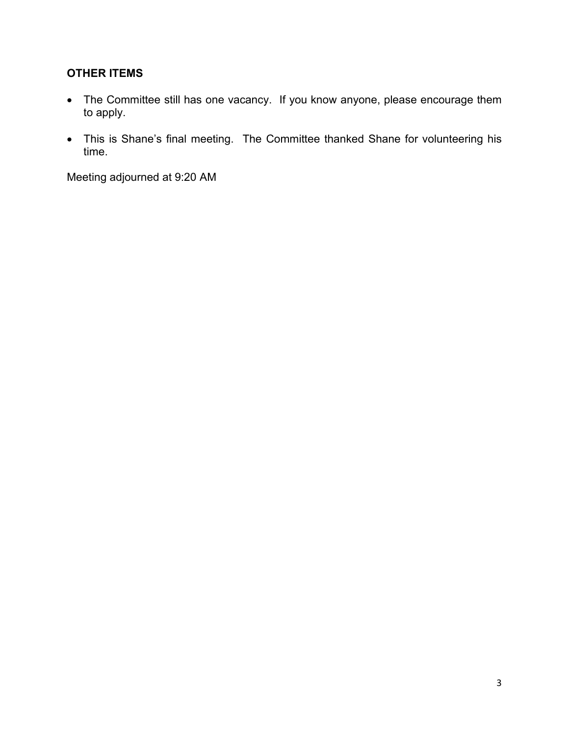**OTHER ITEMS**

- The Committee still has one vacancy.  If you know anyone, please encourage them to apply.

- This is Shane's final meeting.  The Committee thanked Shane for volunteering his time.

Meeting adjourned at 9:20 AM